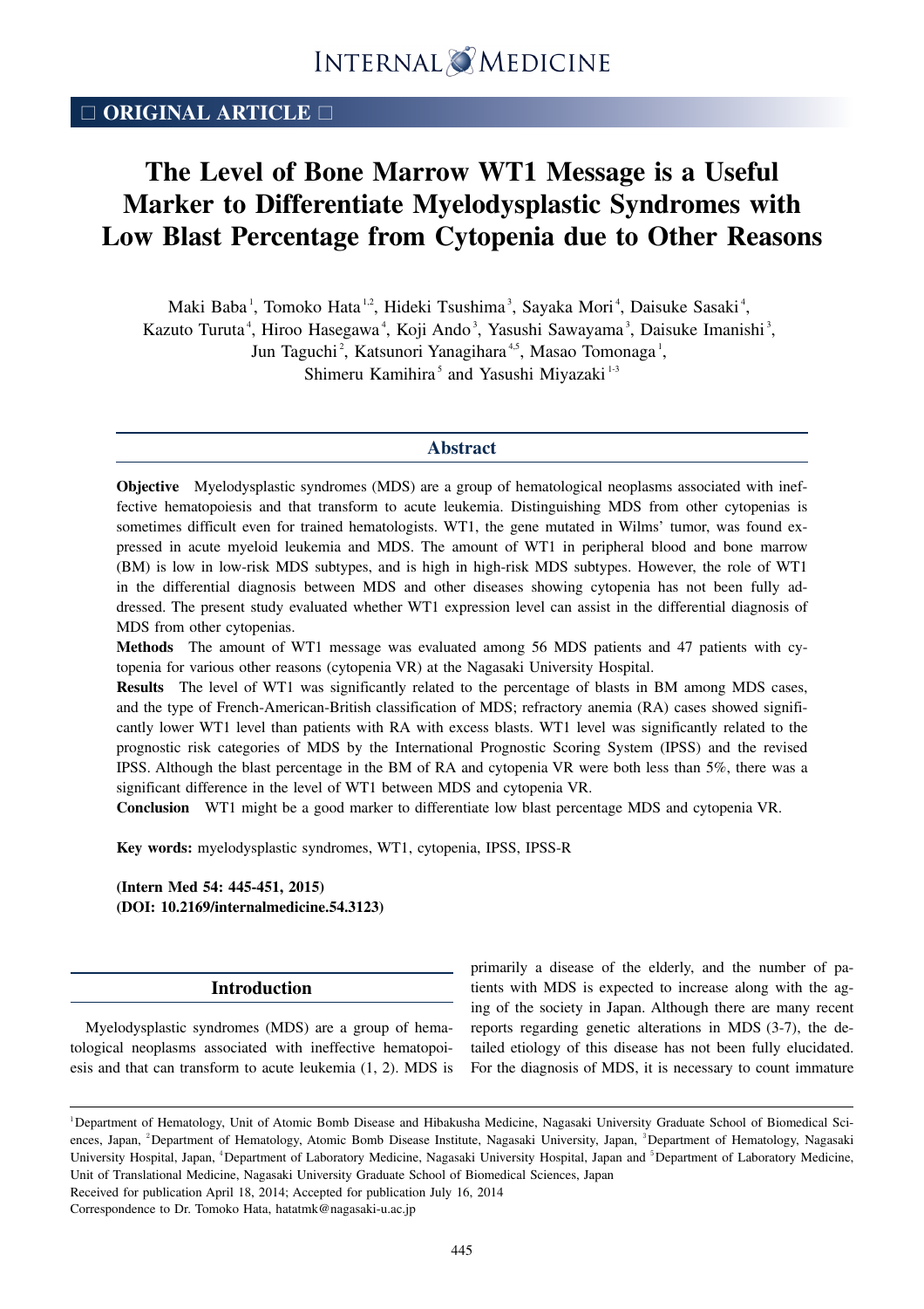□ ORIGINAL ARTICLE □

# The Level of Bone Marrow WT1 Message is a Useful Marker to Differentiate Myelodysplastic Syndromes with Low Blast Percentage from Cytopenia due to Other Reasons

Maki Baba[1], Tomoko Hata[1,2], Hideki Tsushima[3], Sayaka Mori[4], Daisuke Sasaki[4], Kazuto Turuta[4], Hiroo Hasegawa[4], Koji Ando[3], Yasushi Sawayama[3], Daisuke Imanishi[3], Jun Taguchi[2], Katsunori Yanagihara[4,5], Masao Tomonaga[1], Shimeru Kamihira[5] and Yasushi Miyazaki[1-3]

## Abstract

**Objective** Myelodysplastic syndromes (MDS) are a group of hematological neoplasms associated with ineffective hematopoiesis and that transform to acute leukemia. Distinguishing MDS from other cytopenias is sometimes difficult even for trained hematologists. WT1, the gene mutated in Wilms' tumor, was found expressed in acute myeloid leukemia and MDS. The amount of WT1 in peripheral blood and bone marrow (BM) is low in low-risk MDS subtypes, and is high in high-risk MDS subtypes. However, the role of WT1 in the differential diagnosis between MDS and other diseases showing cytopenia has not been fully addressed. The present study evaluated whether WT1 expression level can assist in the differential diagnosis of MDS from other cytopenias.

**Methods** The amount of WT1 message was evaluated among 56 MDS patients and 47 patients with cytopenia for various other reasons (cytopenia VR) at the Nagasaki University Hospital.

**Results** The level of WT1 was significantly related to the percentage of blasts in BM among MDS cases, and the type of French-American-British classification of MDS; refractory anemia (RA) cases showed significantly lower WT1 level than patients with RA with excess blasts. WT1 level was significantly related to the prognostic risk categories of MDS by the International Prognostic Scoring System (IPSS) and the revised IPSS. Although the blast percentage in the BM of RA and cytopenia VR were both less than 5%, there was a significant difference in the level of WT1 between MDS and cytopenia VR.

**Conclusion** WT1 might be a good marker to differentiate low blast percentage MDS and cytopenia VR.

**Key words:** myelodysplastic syndromes, WT1, cytopenia, IPSS, IPSS-R

**(Intern Med 54: 445-451, 2015)**
**(DOI: 10.2169/internalmedicine.54.3123)**

## Introduction

Myelodysplastic syndromes (MDS) are a group of hematological neoplasms associated with ineffective hematopoiesis and that can transform to acute leukemia (1, 2). MDS is primarily a disease of the elderly, and the number of patients with MDS is expected to increase along with the aging of the society in Japan. Although there are many recent reports regarding genetic alterations in MDS (3-7), the detailed etiology of this disease has not been fully elucidated. For the diagnosis of MDS, it is necessary to count immature

[1]Department of Hematology, Unit of Atomic Bomb Disease and Hibakusha Medicine, Nagasaki University Graduate School of Biomedical Sciences, Japan, [2]Department of Hematology, Atomic Bomb Disease Institute, Nagasaki University, Japan, [3]Department of Hematology, Nagasaki University Hospital, Japan, [4]Department of Laboratory Medicine, Nagasaki University Hospital, Japan and [5]Department of Laboratory Medicine, Unit of Translational Medicine, Nagasaki University Graduate School of Biomedical Sciences, Japan

Received for publication April 18, 2014; Accepted for publication July 16, 2014

Correspondence to Dr. Tomoko Hata, hatatmk@nagasaki-u.ac.jp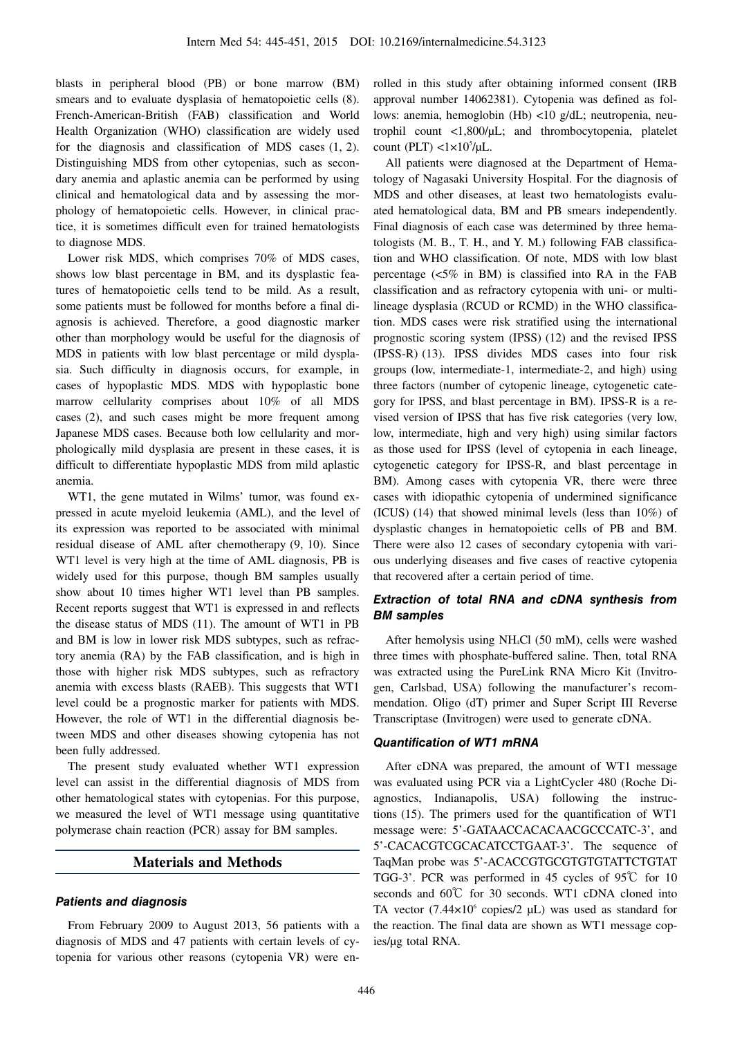blasts in peripheral blood (PB) or bone marrow (BM) smears and to evaluate dysplasia of hematopoietic cells (8). French-American-British (FAB) classification and World Health Organization (WHO) classification are widely used for the diagnosis and classification of MDS cases (1, 2). Distinguishing MDS from other cytopenias, such as secondary anemia and aplastic anemia can be performed by using clinical and hematological data and by assessing the morphology of hematopoietic cells. However, in clinical practice, it is sometimes difficult even for trained hematologists to diagnose MDS.

Lower risk MDS, which comprises 70% of MDS cases, shows low blast percentage in BM, and its dysplastic features of hematopoietic cells tend to be mild. As a result, some patients must be followed for months before a final diagnosis is achieved. Therefore, a good diagnostic marker other than morphology would be useful for the diagnosis of MDS in patients with low blast percentage or mild dysplasia. Such difficulty in diagnosis occurs, for example, in cases of hypoplastic MDS. MDS with hypoplastic bone marrow cellularity comprises about 10% of all MDS cases (2), and such cases might be more frequent among Japanese MDS cases. Because both low cellularity and morphologically mild dysplasia are present in these cases, it is difficult to differentiate hypoplastic MDS from mild aplastic anemia.

WT1, the gene mutated in Wilms' tumor, was found expressed in acute myeloid leukemia (AML), and the level of its expression was reported to be associated with minimal residual disease of AML after chemotherapy (9, 10). Since WT1 level is very high at the time of AML diagnosis, PB is widely used for this purpose, though BM samples usually show about 10 times higher WT1 level than PB samples. Recent reports suggest that WT1 is expressed in and reflects the disease status of MDS (11). The amount of WT1 in PB and BM is low in lower risk MDS subtypes, such as refractory anemia (RA) by the FAB classification, and is high in those with higher risk MDS subtypes, such as refractory anemia with excess blasts (RAEB). This suggests that WT1 level could be a prognostic marker for patients with MDS. However, the role of WT1 in the differential diagnosis between MDS and other diseases showing cytopenia has not been fully addressed.

The present study evaluated whether WT1 expression level can assist in the differential diagnosis of MDS from other hematological states with cytopenias. For this purpose, we measured the level of WT1 message using quantitative polymerase chain reaction (PCR) assay for BM samples.

## Materials and Methods

### *Patients and diagnosis*

From February 2009 to August 2013, 56 patients with a diagnosis of MDS and 47 patients with certain levels of cytopenia for various other reasons (cytopenia VR) were enrolled in this study after obtaining informed consent (IRB approval number 14062381). Cytopenia was defined as follows: anemia, hemoglobin (Hb) <10 g/dL; neutropenia, neutrophil count <1,800/μL; and thrombocytopenia, platelet count (PLT) $<1\times10^5$/μL.

All patients were diagnosed at the Department of Hematology of Nagasaki University Hospital. For the diagnosis of MDS and other diseases, at least two hematologists evaluated hematological data, BM and PB smears independently. Final diagnosis of each case was determined by three hematologists (M. B., T. H., and Y. M.) following FAB classification and WHO classification. Of note, MDS with low blast percentage (<5% in BM) is classified into RA in the FAB classification and as refractory cytopenia with uni- or multilineage dysplasia (RCUD or RCMD) in the WHO classification. MDS cases were risk stratified using the international prognostic scoring system (IPSS) (12) and the revised IPSS (IPSS-R) (13). IPSS divides MDS cases into four risk groups (low, intermediate-1, intermediate-2, and high) using three factors (number of cytopenic lineage, cytogenetic category for IPSS, and blast percentage in BM). IPSS-R is a revised version of IPSS that has five risk categories (very low, low, intermediate, high and very high) using similar factors as those used for IPSS (level of cytopenia in each lineage, cytogenetic category for IPSS-R, and blast percentage in BM). Among cases with cytopenia VR, there were three cases with idiopathic cytopenia of undermined significance (ICUS) (14) that showed minimal levels (less than 10%) of dysplastic changes in hematopoietic cells of PB and BM. There were also 12 cases of secondary cytopenia with various underlying diseases and five cases of reactive cytopenia that recovered after a certain period of time.

### *Extraction of total RNA and cDNA synthesis from BM samples*

After hemolysis using $NH_4Cl$ (50 mM), cells were washed three times with phosphate-buffered saline. Then, total RNA was extracted using the PureLink RNA Micro Kit (Invitrogen, Carlsbad, USA) following the manufacturer's recommendation. Oligo (dT) primer and Super Script III Reverse Transcriptase (Invitrogen) were used to generate cDNA.

### *Quantification of WT1 mRNA*

After cDNA was prepared, the amount of WT1 message was evaluated using PCR via a LightCycler 480 (Roche Diagnostics, Indianapolis, USA) following the instructions (15). The primers used for the quantification of WT1 message were: 5'-GATAACCACACAACGCCCATC-3', and 5'-CACACGTCGCACATCCTGAAT-3'. The sequence of TaqMan probe was 5'-ACACCGTGCGTGTGTATTCTGTAT TGG-3'. PCR was performed in 45 cycles of 95℃ for 10 seconds and 60℃ for 30 seconds. WT1 cDNA cloned into TA vector ($7.44\times10^6$ copies/2 μL) was used as standard for the reaction. The final data are shown as WT1 message copies/μg total RNA.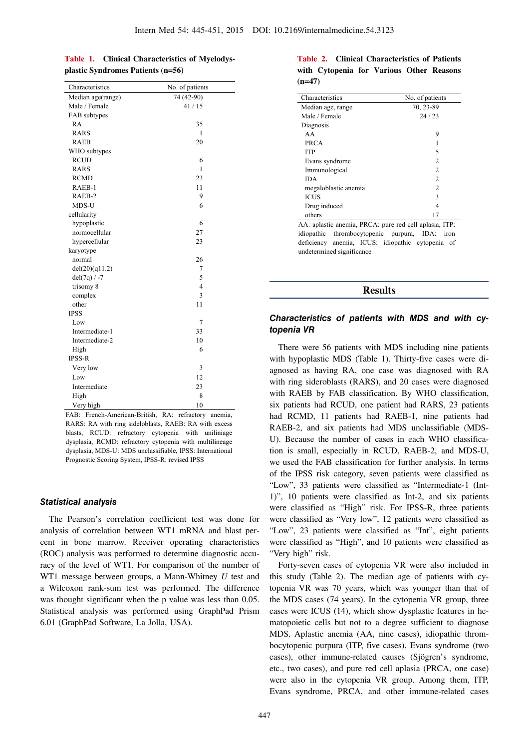**Table 1. Clinical Characteristics of Myelodysplastic Syndromes Patients (n=56)**

| Characteristics | No. of patients |
|---|---|
| Median age(range) | 74 (42-90) |
| Male / Female | 41 / 15 |
| FAB subtypes | |
| RA | 35 |
| RARS | 1 |
| RAEB | 20 |
| WHO subtypes | |
| RCUD | 6 |
| RARS | 1 |
| RCMD | 23 |
| RAEB-1 | 11 |
| RAEB-2 | 9 |
| MDS-U | 6 |
| cellularity | |
| hypoplastic | 6 |
| normocellular | 27 |
| hypercellular | 23 |
| karyotype | |
| normal | 26 |
| del(20)(q11.2) | 7 |
| del(7q) / -7 | 5 |
| trisomy 8 | 4 |
| complex | 3 |
| other | 11 |
| IPSS | |
| Low | 7 |
| Intermediate-1 | 33 |
| Intermediate-2 | 10 |
| High | 6 |
| IPSS-R | |
| Very low | 3 |
| Low | 12 |
| Intermediate | 23 |
| High | 8 |
| Very high | 10 |

FAB: French-American-British, RA: refractory anemia, RARS: RA with ring sideloblasts, RAEB: RA with excess blasts, RCUD: refractory cytopenia with unilineage dysplasia, RCMD: refractory cytopenia with multilineage dysplasia, MDS-U: MDS unclassifiable, IPSS: International Prognostic Scoring System, IPSS-R: revised IPSS

### *Statistical analysis*

The Pearson's correlation coefficient test was done for analysis of correlation between WT1 mRNA and blast percent in bone marrow. Receiver operating characteristics (ROC) analysis was performed to determine diagnostic accuracy of the level of WT1. For comparison of the number of WT1 message between groups, a Mann-Whitney *U* test and a Wilcoxon rank-sum test was performed. The difference was thought significant when the p value was less than 0.05. Statistical analysis was performed using GraphPad Prism 6.01 (GraphPad Software, La Jolla, USA).

**Table 2. Clinical Characteristics of Patients with Cytopenia for Various Other Reasons (n=47)**

| Characteristics | No. of patients |
|---|---|
| Median age, range | 70, 23-89 |
| Male / Female | 24 / 23 |
| Diagnosis | |
| AA | 9 |
| PRCA | 1 |
| ITP | 5 |
| Evans syndrome | 2 |
| Immunological | 2 |
| IDA | 2 |
| megaloblastic anemia | 2 |
| ICUS | 3 |
| Drug induced | 4 |
| others | 17 |

AA: aplastic anemia, PRCA: pure red cell aplasia, ITP: idiopathic thrombocytopenic purpura, IDA: iron deficiency anemia, ICUS: idiopathic cytopenia of undetermined significance

## Results

### *Characteristics of patients with MDS and with cytopenia VR*

There were 56 patients with MDS including nine patients with hypoplastic MDS (Table 1). Thirty-five cases were diagnosed as having RA, one case was diagnosed with RA with ring sideroblasts (RARS), and 20 cases were diagnosed with RAEB by FAB classification. By WHO classification, six patients had RCUD, one patient had RARS, 23 patients had RCMD, 11 patients had RAEB-1, nine patients had RAEB-2, and six patients had MDS unclassifiable (MDS-U). Because the number of cases in each WHO classification is small, especially in RCUD, RAEB-2, and MDS-U, we used the FAB classification for further analysis. In terms of the IPSS risk category, seven patients were classified as "Low", 33 patients were classified as "Intermediate-1 (Int-1)", 10 patients were classified as Int-2, and six patients were classified as "High" risk. For IPSS-R, three patients were classified as "Very low", 12 patients were classified as "Low", 23 patients were classified as "Int", eight patients were classified as "High", and 10 patients were classified as "Very high" risk.

Forty-seven cases of cytopenia VR were also included in this study (Table 2). The median age of patients with cytopenia VR was 70 years, which was younger than that of the MDS cases (74 years). In the cytopenia VR group, three cases were ICUS (14), which show dysplastic features in hematopoietic cells but not to a degree sufficient to diagnose MDS. Aplastic anemia (AA, nine cases), idiopathic thrombocytopenic purpura (ITP, five cases), Evans syndrome (two cases), other immune-related causes (Sjögren's syndrome, etc., two cases), and pure red cell aplasia (PRCA, one case) were also in the cytopenia VR group. Among them, ITP, Evans syndrome, PRCA, and other immune-related cases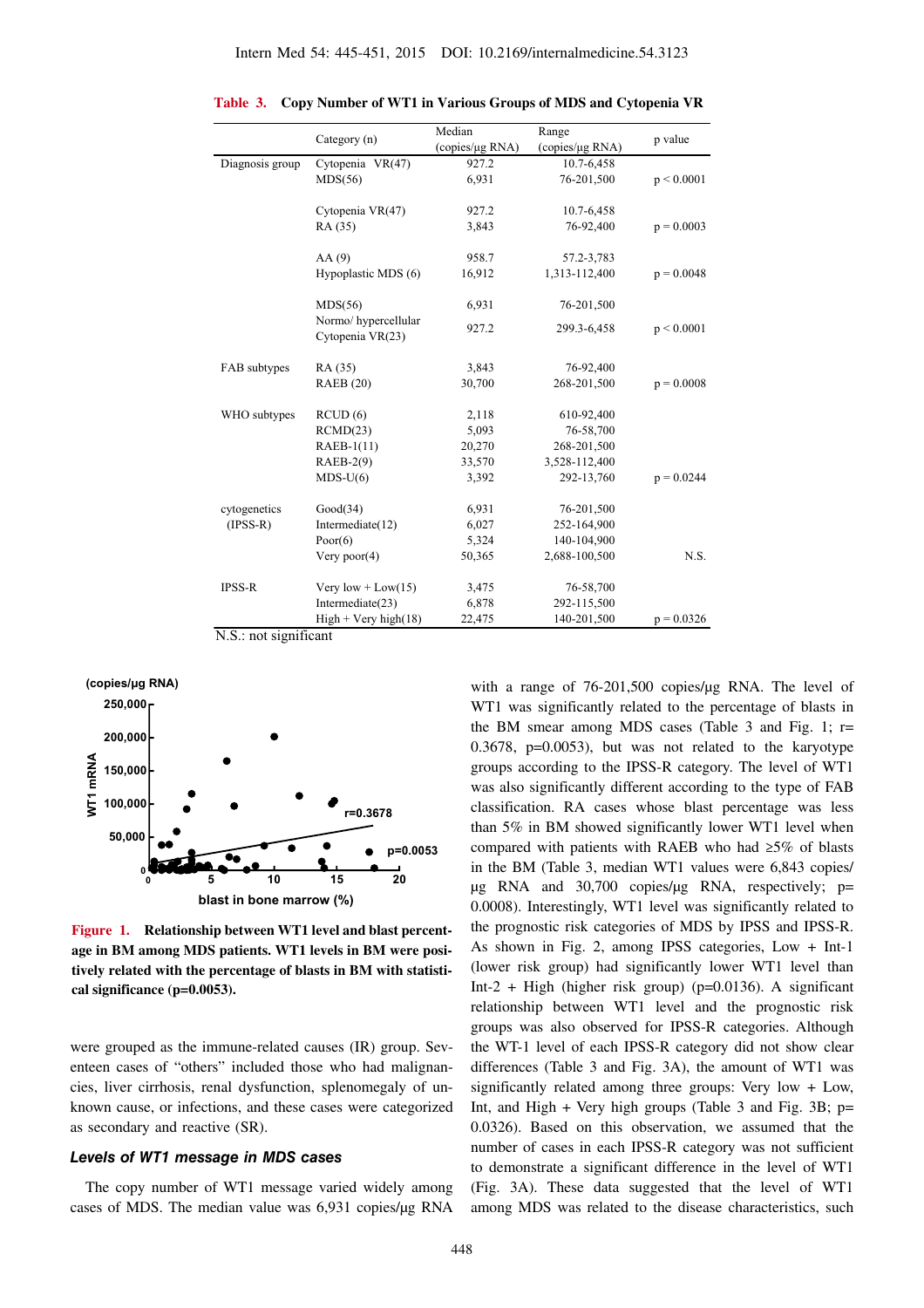**Table 3. Copy Number of WT1 in Various Groups of MDS and Cytopenia VR**

| | Category (n) | Median (copies/μg RNA) | Range (copies/μg RNA) | p value |
|---|---|---|---|---|
| Diagnosis group | Cytopenia VR(47) | 927.2 | 10.7-6,458 | |
| | MDS(56) | 6,931 | 76-201,500 | p < 0.0001 |
| | Cytopenia VR(47) | 927.2 | 10.7-6,458 | |
| | RA (35) | 3,843 | 76-92,400 | p = 0.0003 |
| | AA (9) | 958.7 | 57.2-3,783 | |
| | Hypoplastic MDS (6) | 16,912 | 1,313-112,400 | p = 0.0048 |
| | MDS(56) | 6,931 | 76-201,500 | |
| | Normo/ hypercellular Cytopenia VR(23) | 927.2 | 299.3-6,458 | p < 0.0001 |
| FAB subtypes | RA (35) | 3,843 | 76-92,400 | |
| | RAEB (20) | 30,700 | 268-201,500 | p = 0.0008 |
| WHO subtypes | RCUD (6) | 2,118 | 610-92,400 | |
| | RCMD(23) | 5,093 | 76-58,700 | |
| | RAEB-1(11) | 20,270 | 268-201,500 | |
| | RAEB-2(9) | 33,570 | 3,528-112,400 | |
| | MDS-U(6) | 3,392 | 292-13,760 | p = 0.0244 |
| cytogenetics (IPSS-R) | Good(34) | 6,931 | 76-201,500 | |
| | Intermediate(12) | 6,027 | 252-164,900 | |
| | Poor(6) | 5,324 | 140-104,900 | |
| | Very poor(4) | 50,365 | 2,688-100,500 | N.S. |
| IPSS-R | Very low + Low(15) | 3,475 | 76-58,700 | |
| | Intermediate(23) | 6,878 | 292-115,500 | |
| | High + Very high(18) | 22,475 | 140-201,500 | p = 0.0326 |

N.S.: not significant

**Figure 1. Relationship between WT1 level and blast percentage in BM among MDS patients. WT1 levels in BM were positively related with the percentage of blasts in BM with statistical significance (p=0.0053).**

were grouped as the immune-related causes (IR) group. Seventeen cases of "others" included those who had malignancies, liver cirrhosis, renal dysfunction, splenomegaly of unknown cause, or infections, and these cases were categorized as secondary and reactive (SR).

### *Levels of WT1 message in MDS cases*

The copy number of WT1 message varied widely among cases of MDS. The median value was 6,931 copies/μg RNA with a range of 76-201,500 copies/μg RNA. The level of WT1 was significantly related to the percentage of blasts in the BM smear among MDS cases (Table 3 and Fig. 1; r= 0.3678, p=0.0053), but was not related to the karyotype groups according to the IPSS-R category. The level of WT1 was also significantly different according to the type of FAB classification. RA cases whose blast percentage was less than 5% in BM showed significantly lower WT1 level when compared with patients with RAEB who had ≥5% of blasts in the BM (Table 3, median WT1 values were 6,843 copies/μg RNA and 30,700 copies/μg RNA, respectively; p= 0.0008). Interestingly, WT1 level was significantly related to the prognostic risk categories of MDS by IPSS and IPSS-R. As shown in Fig. 2, among IPSS categories, Low + Int-1 (lower risk group) had significantly lower WT1 level than Int-2 + High (higher risk group) (p=0.0136). A significant relationship between WT1 level and the prognostic risk groups was also observed for IPSS-R categories. Although the WT-1 level of each IPSS-R category did not show clear differences (Table 3 and Fig. 3A), the amount of WT1 was significantly related among three groups: Very low + Low, Int, and High + Very high groups (Table 3 and Fig. 3B; p= 0.0326). Based on this observation, we assumed that the number of cases in each IPSS-R category was not sufficient to demonstrate a significant difference in the level of WT1 (Fig. 3A). These data suggested that the level of WT1 among MDS was related to the disease characteristics, such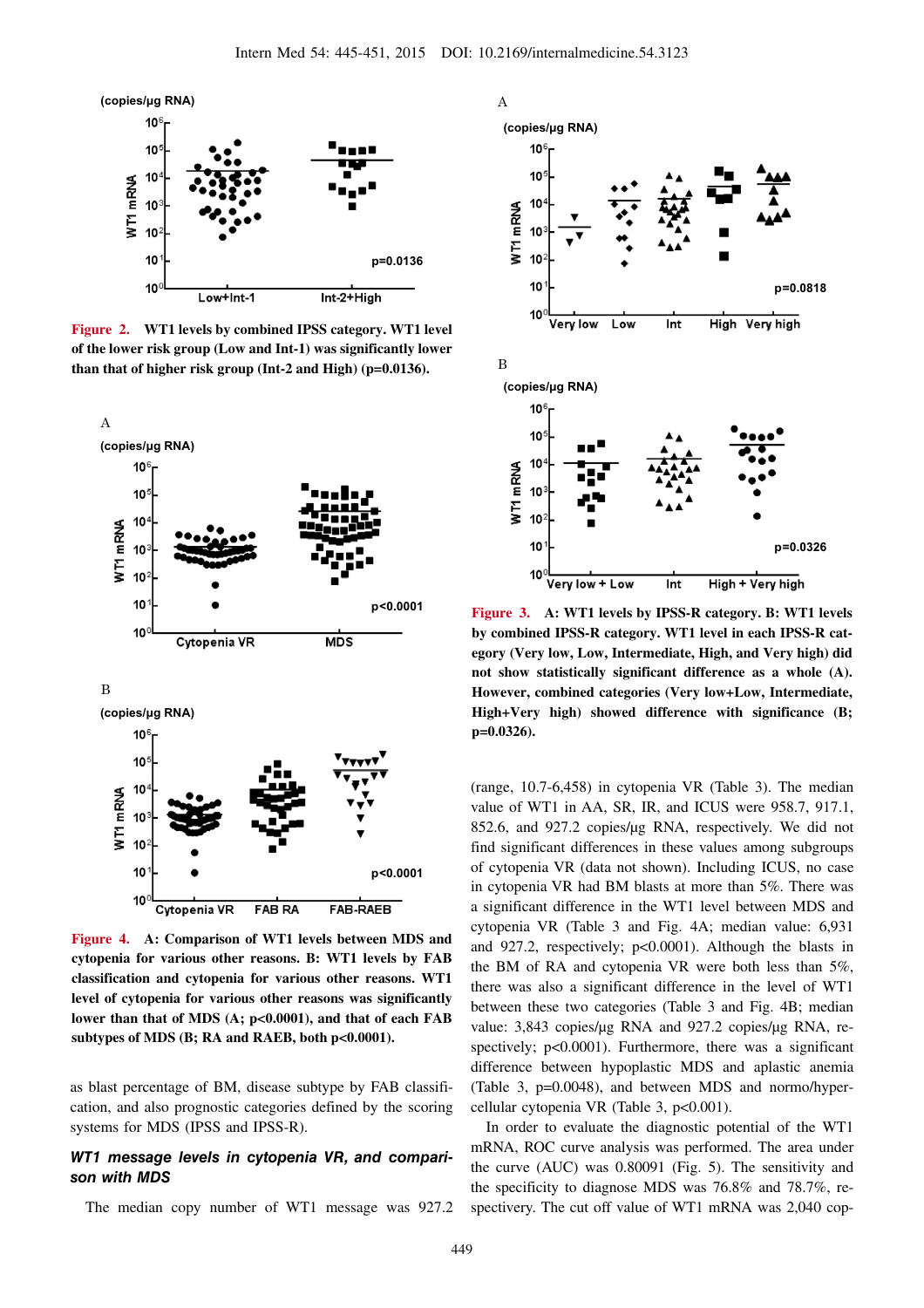**Figure 2.** WT1 levels by combined IPSS category. WT1 level of the lower risk group (Low and Int-1) was significantly lower than that of higher risk group (Int-2 and High) (p=0.0136).

**Figure 4.** A: Comparison of WT1 levels between MDS and cytopenia for various other reasons. B: WT1 levels by FAB classification and cytopenia for various other reasons. WT1 level of cytopenia for various other reasons was significantly lower than that of MDS (A; p<0.0001), and that of each FAB subtypes of MDS (B; RA and RAEB, both p<0.0001).

**Figure 3.** A: WT1 levels by IPSS-R category. B: WT1 levels by combined IPSS-R category. WT1 level in each IPSS-R category (Very low, Low, Intermediate, High, and Very high) did not show statistically significant difference as a whole (A). However, combined categories (Very low+Low, Intermediate, High+Very high) showed difference with significance (B; p=0.0326).

as blast percentage of BM, disease subtype by FAB classification, and also prognostic categories defined by the scoring systems for MDS (IPSS and IPSS-R).

### *WT1 message levels in cytopenia VR, and comparison with MDS*

The median copy number of WT1 message was 927.2 (range, 10.7-6,458) in cytopenia VR (Table 3). The median value of WT1 in AA, SR, IR, and ICUS were 958.7, 917.1, 852.6, and 927.2 copies/μg RNA, respectively. We did not find significant differences in these values among subgroups of cytopenia VR (data not shown). Including ICUS, no case in cytopenia VR had BM blasts at more than 5%. There was a significant difference in the WT1 level between MDS and cytopenia VR (Table 3 and Fig. 4A; median value: 6,931 and 927.2, respectively; p<0.0001). Although the blasts in the BM of RA and cytopenia VR were both less than 5%, there was also a significant difference in the level of WT1 between these two categories (Table 3 and Fig. 4B; median value: 3,843 copies/μg RNA and 927.2 copies/μg RNA, respectively; p<0.0001). Furthermore, there was a significant difference between hypoplastic MDS and aplastic anemia (Table 3, p=0.0048), and between MDS and normo/hypercellular cytopenia VR (Table 3, p<0.001).

In order to evaluate the diagnostic potential of the WT1 mRNA, ROC curve analysis was performed. The area under the curve (AUC) was 0.80091 (Fig. 5). The sensitivity and the specificity to diagnose MDS was 76.8% and 78.7%, respectively. The cut off value of WT1 mRNA was 2,040 cop-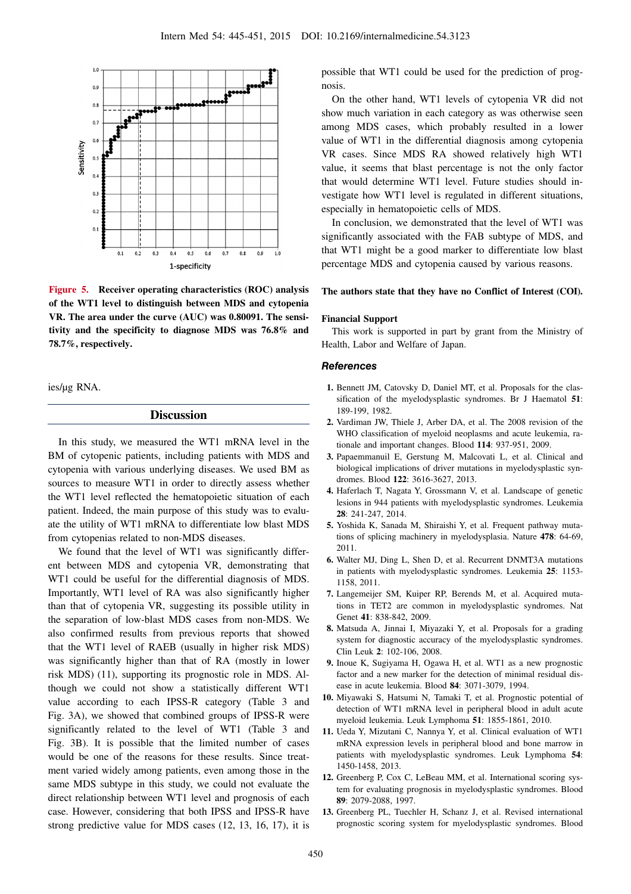**Figure 5.** Receiver operating characteristics (ROC) analysis of the WT1 level to distinguish between MDS and cytopenia VR. The area under the curve (AUC) was 0.80091. The sensitivity and the specificity to diagnose MDS was 76.8% and 78.7%, respectively.

ies/μg RNA.

## Discussion

In this study, we measured the WT1 mRNA level in the BM of cytopenic patients, including patients with MDS and cytopenia with various underlying diseases. We used BM as sources to measure WT1 in order to directly assess whether the WT1 level reflected the hematopoietic situation of each patient. Indeed, the main purpose of this study was to evaluate the utility of WT1 mRNA to differentiate low blast MDS from cytopenias related to non-MDS diseases.

We found that the level of WT1 was significantly different between MDS and cytopenia VR, demonstrating that WT1 could be useful for the differential diagnosis of MDS. Importantly, WT1 level of RA was also significantly higher than that of cytopenia VR, suggesting its possible utility in the separation of low-blast MDS cases from non-MDS. We also confirmed results from previous reports that showed that the WT1 level of RAEB (usually in higher risk MDS) was significantly higher than that of RA (mostly in lower risk MDS) (11), supporting its prognostic role in MDS. Although we could not show a statistically different WT1 value according to each IPSS-R category (Table 3 and Fig. 3A), we showed that combined groups of IPSS-R were significantly related to the level of WT1 (Table 3 and Fig. 3B). It is possible that the limited number of cases would be one of the reasons for these results. Since treatment varied widely among patients, even among those in the same MDS subtype in this study, we could not evaluate the direct relationship between WT1 level and prognosis of each case. However, considering that both IPSS and IPSS-R have strong predictive value for MDS cases (12, 13, 16, 17), it is possible that WT1 could be used for the prediction of prognosis.

On the other hand, WT1 levels of cytopenia VR did not show much variation in each category as was otherwise seen among MDS cases, which probably resulted in a lower value of WT1 in the differential diagnosis among cytopenia VR cases. Since MDS RA showed relatively high WT1 value, it seems that blast percentage is not the only factor that would determine WT1 level. Future studies should investigate how WT1 level is regulated in different situations, especially in hematopoietic cells of MDS.

In conclusion, we demonstrated that the level of WT1 was significantly associated with the FAB subtype of MDS, and that WT1 might be a good marker to differentiate low blast percentage MDS and cytopenia caused by various reasons.

**The authors state that they have no Conflict of Interest (COI).**

**Financial Support**

This work is supported in part by grant from the Ministry of Health, Labor and Welfare of Japan.

### *References*

1. Bennett JM, Catovsky D, Daniel MT, et al. Proposals for the classification of the myelodysplastic syndromes. Br J Haematol **51**: 189-199, 1982.
2. Vardiman JW, Thiele J, Arber DA, et al. The 2008 revision of the WHO classification of myeloid neoplasms and acute leukemia, rationale and important changes. Blood **114**: 937-951, 2009.
3. Papaemmanuil E, Gerstung M, Malcovati L, et al. Clinical and biological implications of driver mutations in myelodysplastic syndromes. Blood **122**: 3616-3627, 2013.
4. Haferlach T, Nagata Y, Grossmann V, et al. Landscape of genetic lesions in 944 patients with myelodysplastic syndromes. Leukemia **28**: 241-247, 2014.
5. Yoshida K, Sanada M, Shiraishi Y, et al. Frequent pathway mutations of splicing machinery in myelodysplasia. Nature **478**: 64-69, 2011.
6. Walter MJ, Ding L, Shen D, et al. Recurrent DNMT3A mutations in patients with myelodysplastic syndromes. Leukemia **25**: 1153-1158, 2011.
7. Langemeijer SM, Kuiper RP, Berends M, et al. Acquired mutations in TET2 are common in myelodysplastic syndromes. Nat Genet **41**: 838-842, 2009.
8. Matsuda A, Jinnai I, Miyazaki Y, et al. Proposals for a grading system for diagnostic accuracy of the myelodysplastic syndromes. Clin Leuk **2**: 102-106, 2008.
9. Inoue K, Sugiyama H, Ogawa H, et al. WT1 as a new prognostic factor and a new marker for the detection of minimal residual disease in acute leukemia. Blood **84**: 3071-3079, 1994.
10. Miyawaki S, Hatsumi N, Tamaki T, et al. Prognostic potential of detection of WT1 mRNA level in peripheral blood in adult acute myeloid leukemia. Leuk Lymphoma **51**: 1855-1861, 2010.
11. Ueda Y, Mizutani C, Nannya Y, et al. Clinical evaluation of WT1 mRNA expression levels in peripheral blood and bone marrow in patients with myelodysplastic syndromes. Leuk Lymphoma **54**: 1450-1458, 2013.
12. Greenberg P, Cox C, LeBeau MM, et al. International scoring system for evaluating prognosis in myelodysplastic syndromes. Blood **89**: 2079-2088, 1997.
13. Greenberg PL, Tuechler H, Schanz J, et al. Revised international prognostic scoring system for myelodysplastic syndromes. Blood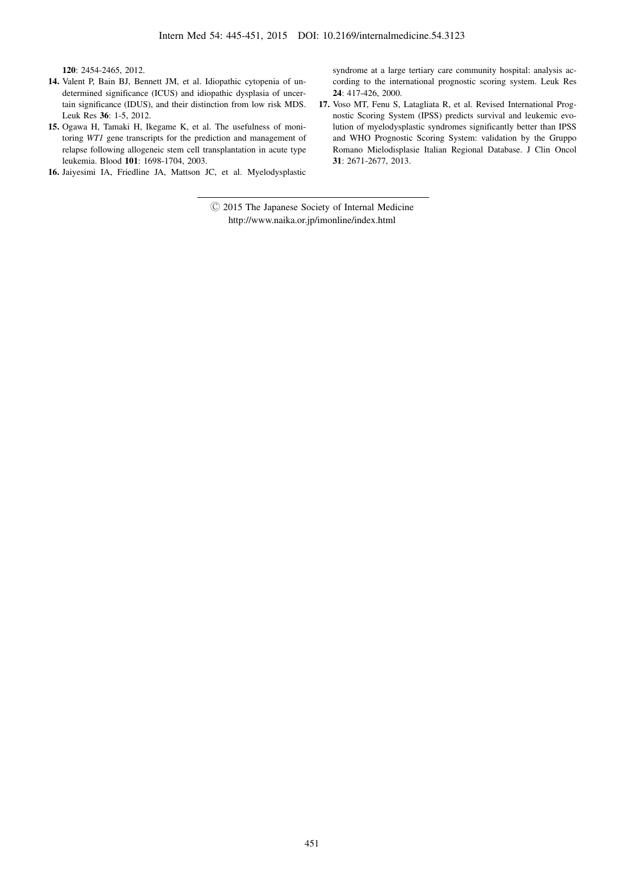120: 2454-2465, 2012.

14. Valent P, Bain BJ, Bennett JM, et al. Idiopathic cytopenia of undetermined significance (ICUS) and idiopathic dysplasia of uncertain significance (IDUS), and their distinction from low risk MDS. Leuk Res **36**: 1-5, 2012.
15. Ogawa H, Tamaki H, Ikegame K, et al. The usefulness of monitoring *WT1* gene transcripts for the prediction and management of relapse following allogeneic stem cell transplantation in acute type leukemia. Blood **101**: 1698-1704, 2003.
16. Jaiyesimi IA, Friedline JA, Mattson JC, et al. Myelodysplastic syndrome at a large tertiary care community hospital: analysis according to the international prognostic scoring system. Leuk Res **24**: 417-426, 2000.
17. Voso MT, Fenu S, Latagliata R, et al. Revised International Prognostic Scoring System (IPSS) predicts survival and leukemic evolution of myelodysplastic syndromes significantly better than IPSS and WHO Prognostic Scoring System: validation by the Gruppo Romano Mielodisplasie Italian Regional Database. J Clin Oncol **31**: 2671-2677, 2013.

---

© 2015 The Japanese Society of Internal Medicine
http://www.naika.or.jp/imonline/index.html